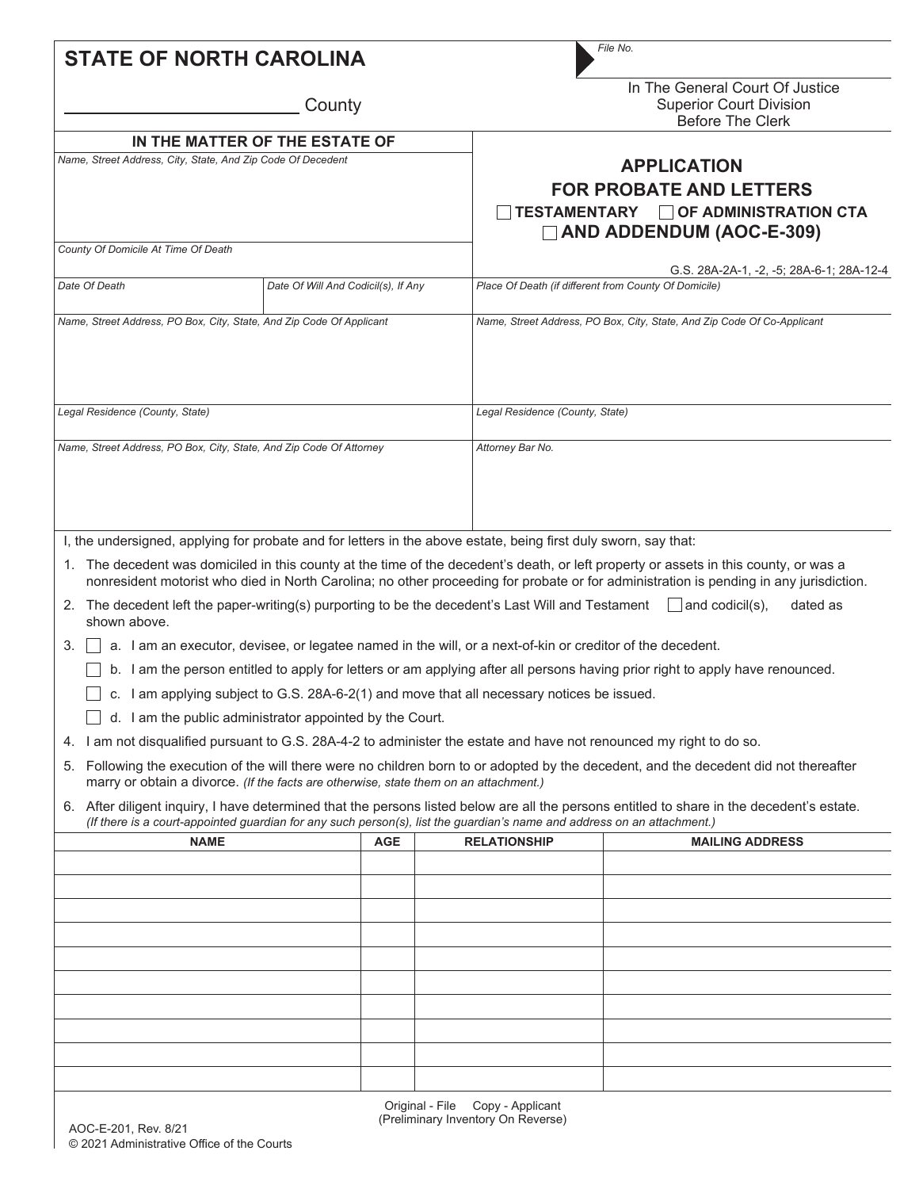**STATE OF NORTH CAROLINA**

_______________ County

File No.

In The General Court Of Justice
Superior Court Division
Before The Clerk

**IN THE MATTER OF THE ESTATE OF**

*Name, Street Address, City, State, And Zip Code Of Decedent*

*County Of Domicile At Time Of Death*

## APPLICATION FOR PROBATE AND LETTERS

☐ **TESTAMENTARY** ☐ **OF ADMINISTRATION CTA**
☐ **AND ADDENDUM (AOC-E-309)**

G.S. 28A-2A-1, -2, -5; 28A-6-1; 28A-12-4

| *Date Of Death* | *Date Of Will And Codicil(s), If Any* | *Place Of Death (if different from County Of Domicile)* |
|---|---|---|
| | | |

| *Name, Street Address, PO Box, City, State, And Zip Code Of Applicant* | *Name, Street Address, PO Box, City, State, And Zip Code Of Co-Applicant* |
|---|---|
| | |
| *Legal Residence (County, State)* | *Legal Residence (County, State)* |
| *Name, Street Address, PO Box, City, State, And Zip Code Of Attorney* | *Attorney Bar No.* |

I, the undersigned, applying for probate and for letters in the above estate, being first duly sworn, say that:

1. The decedent was domiciled in this county at the time of the decedent's death, or left property or assets in this county, or was a nonresident motorist who died in North Carolina; no other proceeding for probate or for administration is pending in any jurisdiction.
2. The decedent left the paper-writing(s) purporting to be the decedent's Last Will and Testament ☐ and codicil(s), dated as shown above.
3. ☐ a. I am an executor, devisee, or legatee named in the will, or a next-of-kin or creditor of the decedent.
   ☐ b. I am the person entitled to apply for letters or am applying after all persons having prior right to apply have renounced.
   ☐ c. I am applying subject to G.S. 28A-6-2(1) and move that all necessary notices be issued.
   ☐ d. I am the public administrator appointed by the Court.
4. I am not disqualified pursuant to G.S. 28A-4-2 to administer the estate and have not renounced my right to do so.
5. Following the execution of the will there were no children born to or adopted by the decedent, and the decedent did not thereafter marry or obtain a divorce. *(If the facts are otherwise, state them on an attachment.)*
6. After diligent inquiry, I have determined that the persons listed below are all the persons entitled to share in the decedent's estate. *(If there is a court-appointed guardian for any such person(s), list the guardian's name and address on an attachment.)*

| NAME | AGE | RELATIONSHIP | MAILING ADDRESS |
|---|---|---|---|
| | | | |
| | | | |
| | | | |
| | | | |
| | | | |
| | | | |
| | | | |
| | | | |
| | | | |
| | | | |

Original - File Copy - Applicant
(Preliminary Inventory On Reverse)

AOC-E-201, Rev. 8/21
© 2021 Administrative Office of the Courts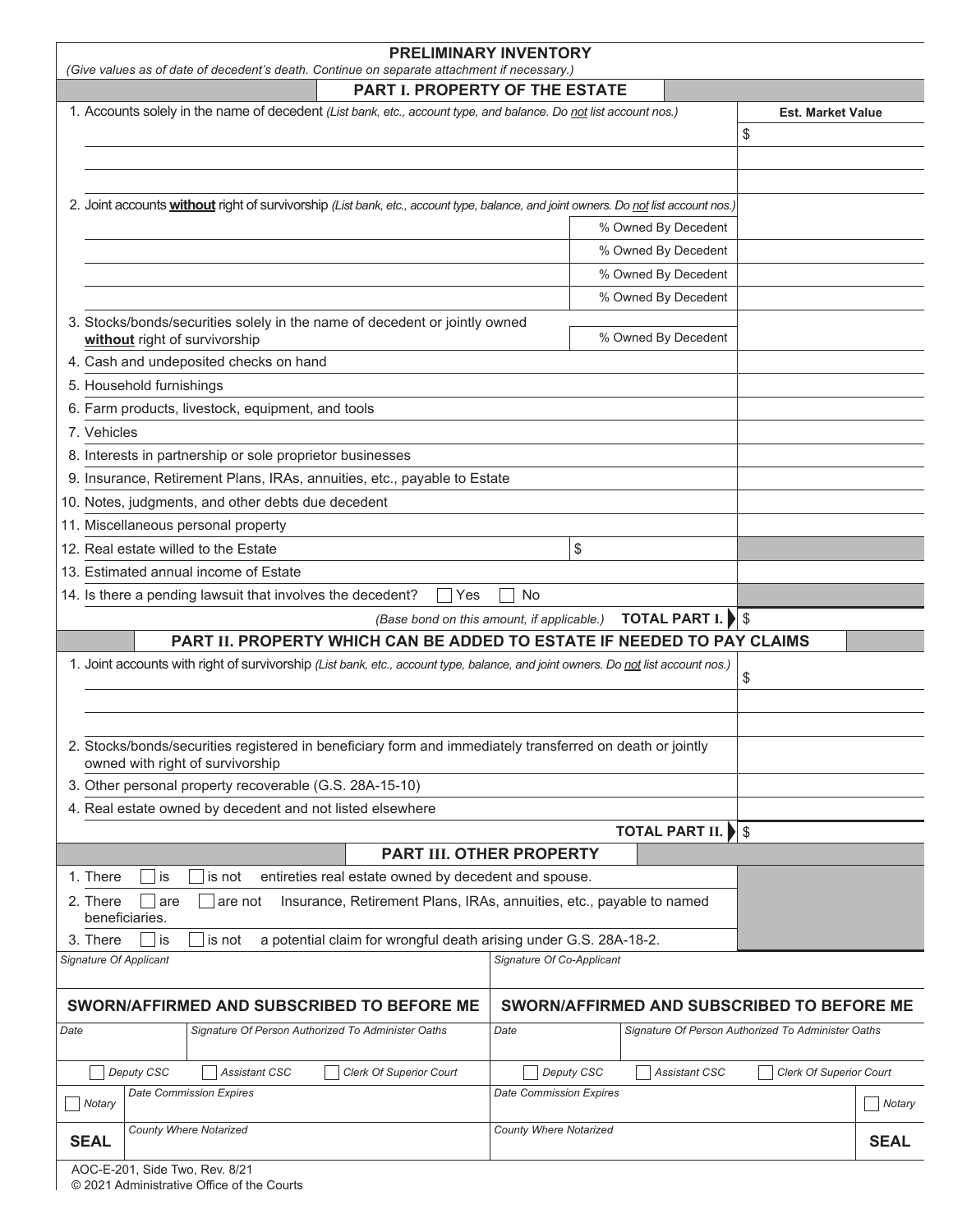## PRELIMINARY INVENTORY

*(Give values as of date of decedent's death. Continue on separate attachment if necessary.)*

### PART I. PROPERTY OF THE ESTATE

| | | Est. Market Value |
|---|---|---|
| 1. Accounts solely in the name of decedent *(List bank, etc., account type, and balance. Do not list account nos.)* | | $ |
| | | |
| | | |
| 2. Joint accounts **without** right of survivorship *(List bank, etc., account type, balance, and joint owners. Do not list account nos.)* | | |
| | % Owned By Decedent | |
| | % Owned By Decedent | |
| | % Owned By Decedent | |
| | % Owned By Decedent | |
| 3. Stocks/bonds/securities solely in the name of decedent or jointly owned **without** right of survivorship | % Owned By Decedent | |
| 4. Cash and undeposited checks on hand | | |
| 5. Household furnishings | | |
| 6. Farm products, livestock, equipment, and tools | | |
| 7. Vehicles | | |
| 8. Interests in partnership or sole proprietor businesses | | |
| 9. Insurance, Retirement Plans, IRAs, annuities, etc., payable to Estate | | |
| 10. Notes, judgments, and other debts due decedent | | |
| 11. Miscellaneous personal property | | |
| 12. Real estate willed to the Estate | $ | |
| 13. Estimated annual income of Estate | | |
| 14. Is there a pending lawsuit that involves the decedent? ☐ Yes ☐ No | | |
| *(Base bond on this amount, if applicable.)* | **TOTAL PART I.** | $ |

### PART II. PROPERTY WHICH CAN BE ADDED TO ESTATE IF NEEDED TO PAY CLAIMS

| | |
|---|---|
| 1. Joint accounts with right of survivorship *(List bank, etc., account type, balance, and joint owners. Do not list account nos.)* | $ |
| | |
| | |
| 2. Stocks/bonds/securities registered in beneficiary form and immediately transferred on death or jointly owned with right of survivorship | |
| 3. Other personal property recoverable (G.S. 28A-15-10) | |
| 4. Real estate owned by decedent and not listed elsewhere | |
| **TOTAL PART II.** | $ |

### PART III. OTHER PROPERTY

1. There ☐ is ☐ is not entireties real estate owned by decedent and spouse.

2. There ☐ are ☐ are not Insurance, Retirement Plans, IRAs, annuities, etc., payable to named beneficiaries.

3. There ☐ is ☐ is not a potential claim for wrongful death arising under G.S. 28A-18-2.

| Signature Of Applicant | Signature Of Co-Applicant |
|---|---|
| | |

| SWORN/AFFIRMED AND SUBSCRIBED TO BEFORE ME | | SWORN/AFFIRMED AND SUBSCRIBED TO BEFORE ME | |
|---|---|---|---|
| Date | Signature Of Person Authorized To Administer Oaths | Date | Signature Of Person Authorized To Administer Oaths |
| ☐ Deputy CSC ☐ Assistant CSC ☐ Clerk Of Superior Court | | ☐ Deputy CSC ☐ Assistant CSC ☐ Clerk Of Superior Court | |
| ☐ Notary | Date Commission Expires | Date Commission Expires | ☐ Notary |
| **SEAL** | County Where Notarized | County Where Notarized | **SEAL** |

AOC-E-201, Side Two, Rev. 8/21
© 2021 Administrative Office of the Courts